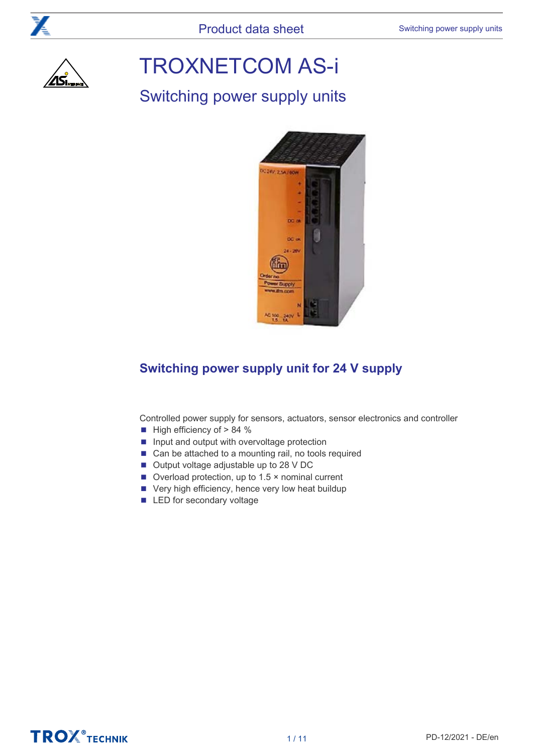# TROXNETCOM AS-i

## Switching power supply units

### Switching power supply unit for 24 V supply

Controlled power supply for sensors, actuators, sensor electronics and controller

- High efficiency of > 84 %
- Input and output with overvoltage protection
- Can be attached to a mounting rail, no tools required
- Output voltage adjustable up to 28 V DC
- Overload protection, up to 1.5 × nominal current
- Very high efficiency, hence very low heat buildup
- LED for secondary voltage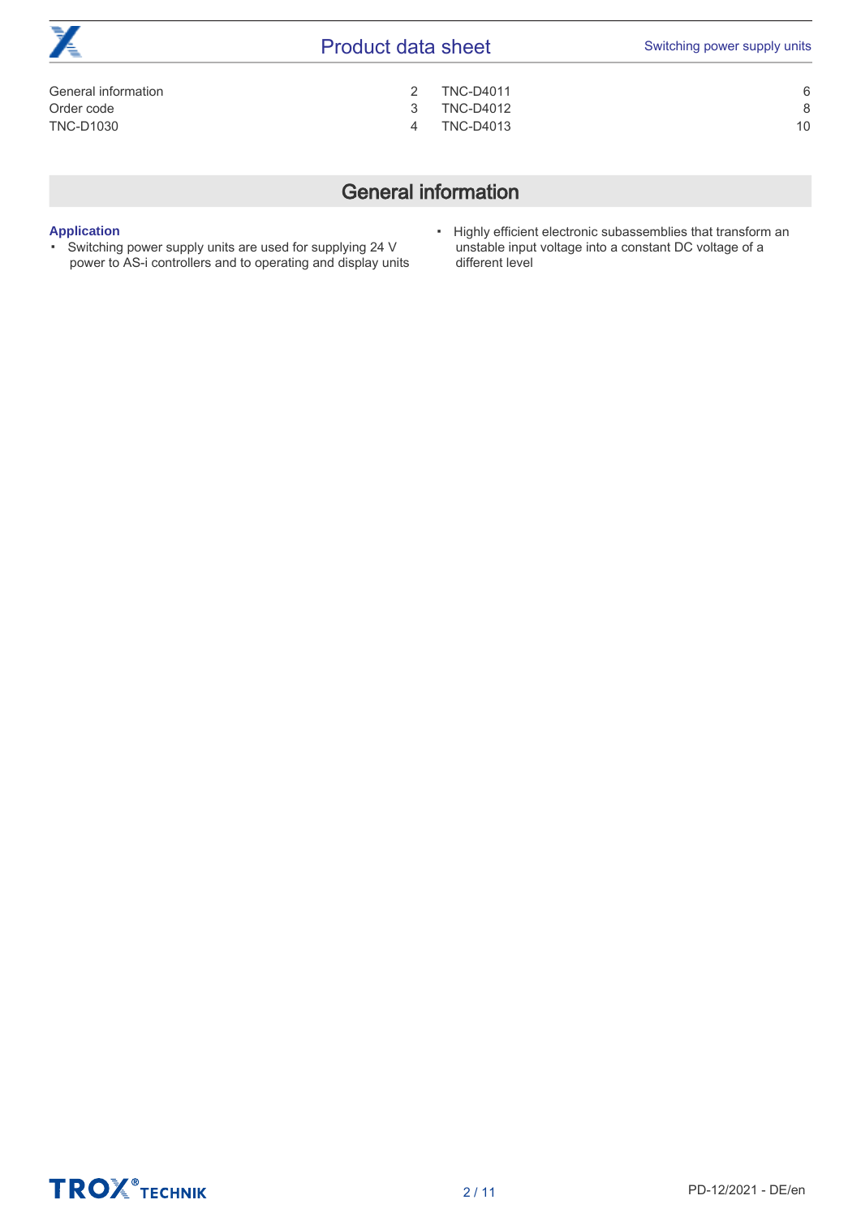| | | | |
|---|---|---|---|
| General information | 2 | TNC-D4011 | 6 |
| Order code | 3 | TNC-D4012 | 8 |
| TNC-D1030 | 4 | TNC-D4013 | 10 |

## General information

### Application

- Switching power supply units are used for supplying 24 V power to AS-i controllers and to operating and display units
- Highly efficient electronic subassemblies that transform an unstable input voltage into a constant DC voltage of a different level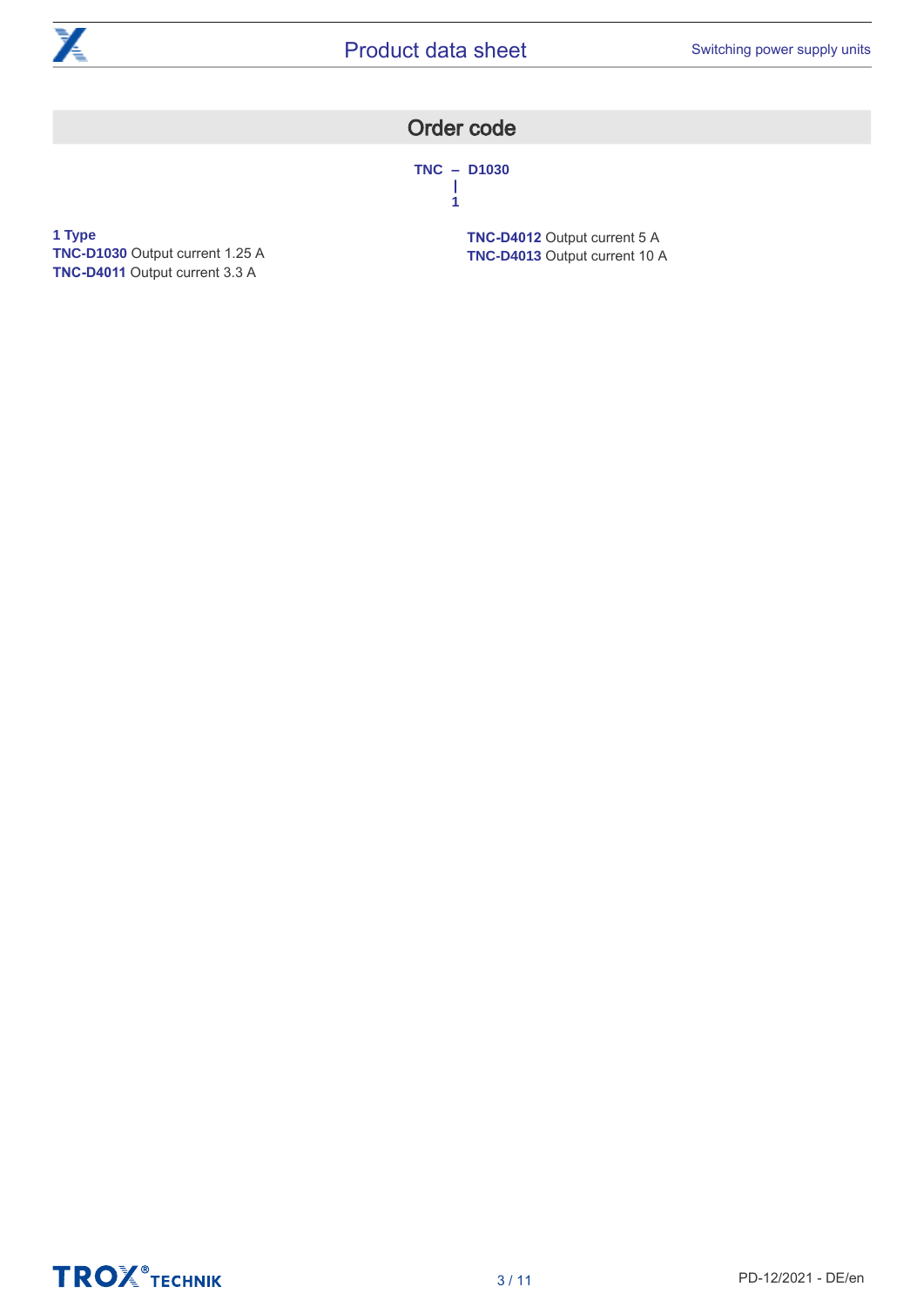## Order code

```
TNC – D1030
       |
       1
```

**1 Type**
**TNC-D1030** Output current 1.25 A
**TNC-D4011** Output current 3.3 A
**TNC-D4012** Output current 5 A
**TNC-D4013** Output current 10 A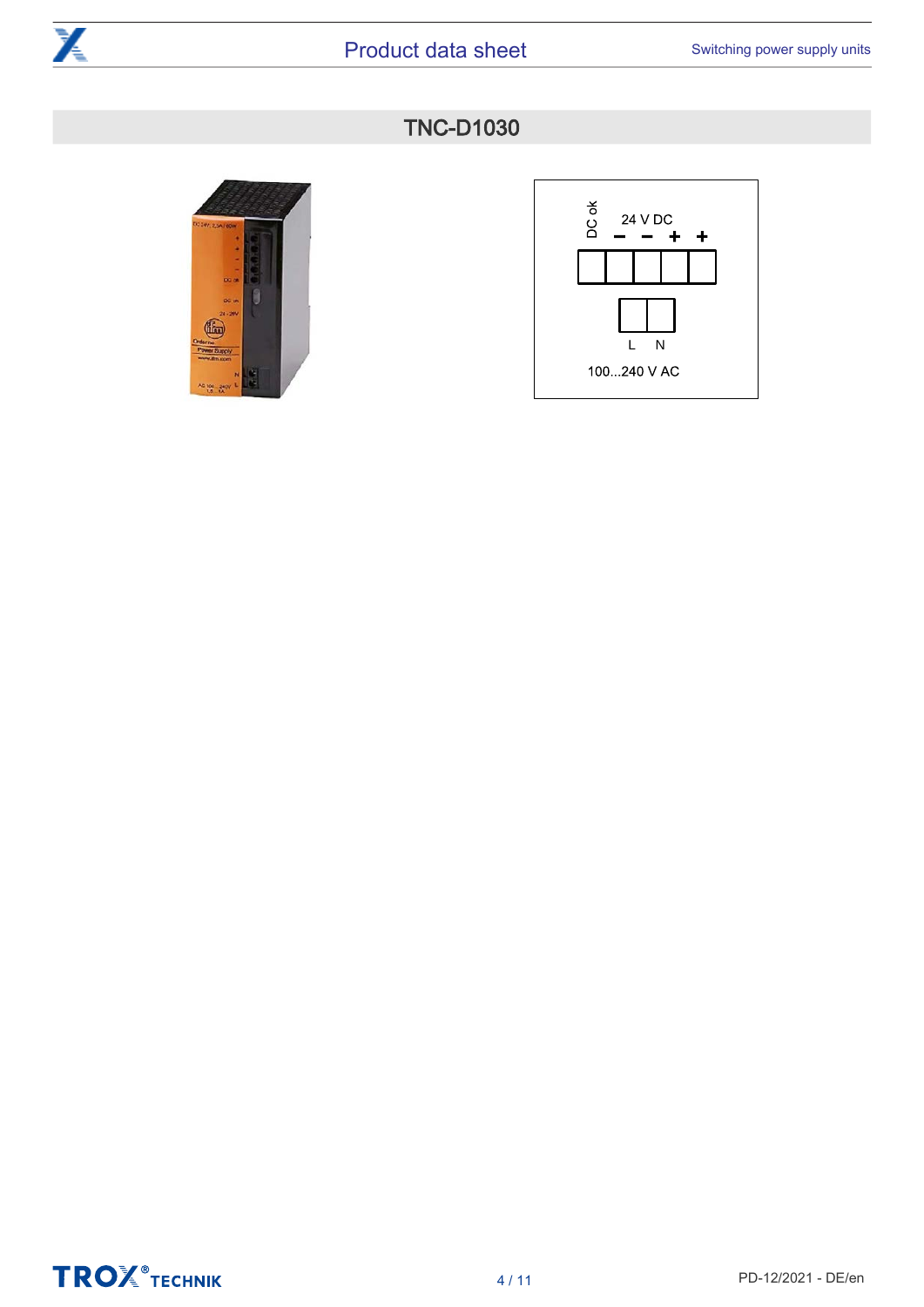## TNC-D1030

DC ok

24 V DC

− − + +

L N

100...240 V AC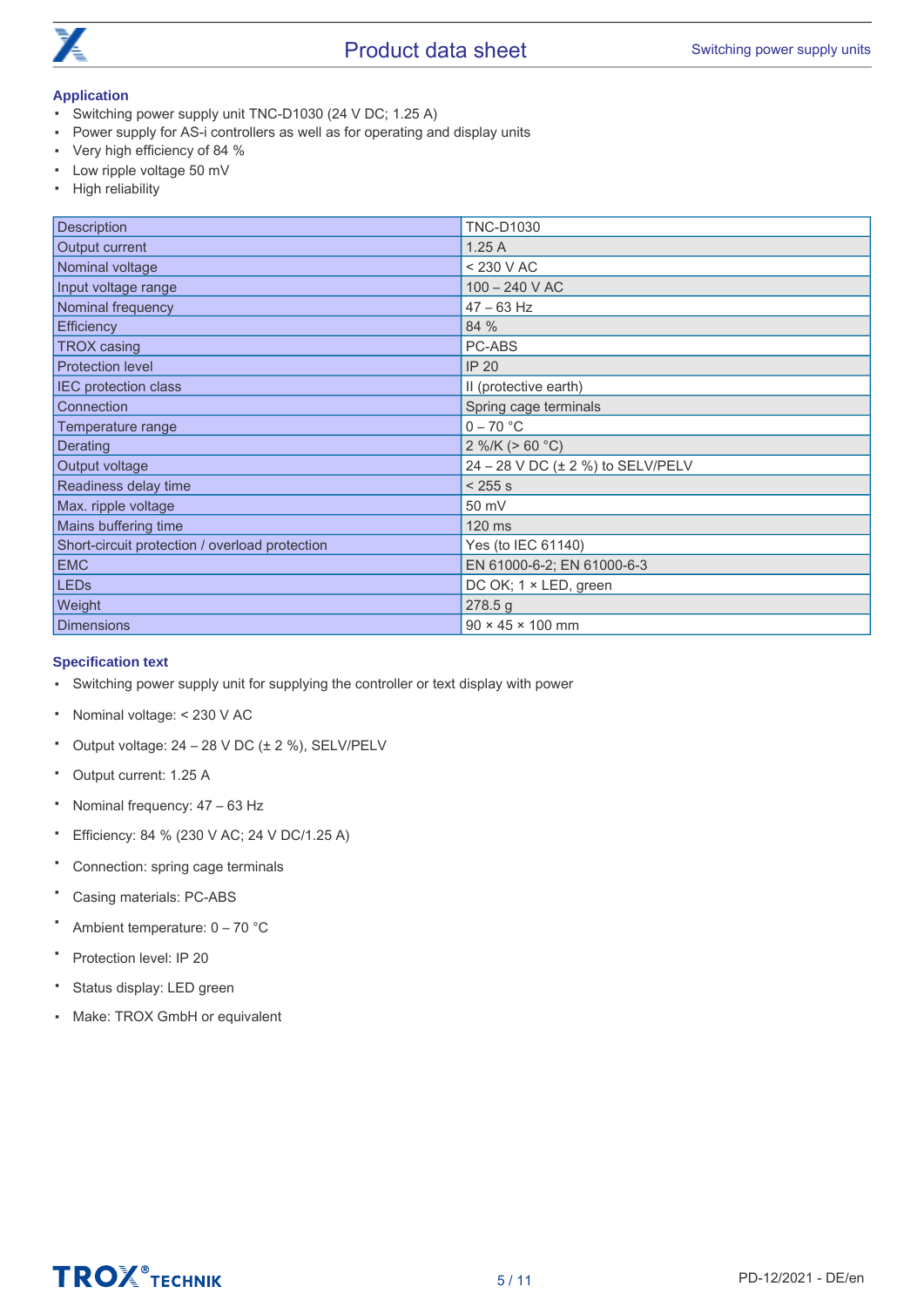### Application

- Switching power supply unit TNC-D1030 (24 V DC; 1.25 A)
- Power supply for AS-i controllers as well as for operating and display units
- Very high efficiency of 84 %
- Low ripple voltage 50 mV
- High reliability

| Description | TNC-D1030 |
|---|---|
| Output current | 1.25 A |
| Nominal voltage | < 230 V AC |
| Input voltage range | 100 – 240 V AC |
| Nominal frequency | 47 – 63 Hz |
| Efficiency | 84 % |
| TROX casing | PC-ABS |
| Protection level | IP 20 |
| IEC protection class | II (protective earth) |
| Connection | Spring cage terminals |
| Temperature range | 0 – 70 °C |
| Derating | 2 %/K (> 60 °C) |
| Output voltage | 24 – 28 V DC (± 2 %) to SELV/PELV |
| Readiness delay time | < 255 s |
| Max. ripple voltage | 50 mV |
| Mains buffering time | 120 ms |
| Short-circuit protection / overload protection | Yes (to IEC 61140) |
| EMC | EN 61000-6-2; EN 61000-6-3 |
| LEDs | DC OK; 1 × LED, green |
| Weight | 278.5 g |
| Dimensions | 90 × 45 × 100 mm |

### Specification text

- Switching power supply unit for supplying the controller or text display with power
- Nominal voltage: < 230 V AC
- Output voltage: 24 – 28 V DC (± 2 %), SELV/PELV
- Output current: 1.25 A
- Nominal frequency: 47 – 63 Hz
- Efficiency: 84 % (230 V AC; 24 V DC/1.25 A)
- Connection: spring cage terminals
- Casing materials: PC-ABS
- Ambient temperature: 0 – 70 °C
- Protection level: IP 20
- Status display: LED green
- Make: TROX GmbH or equivalent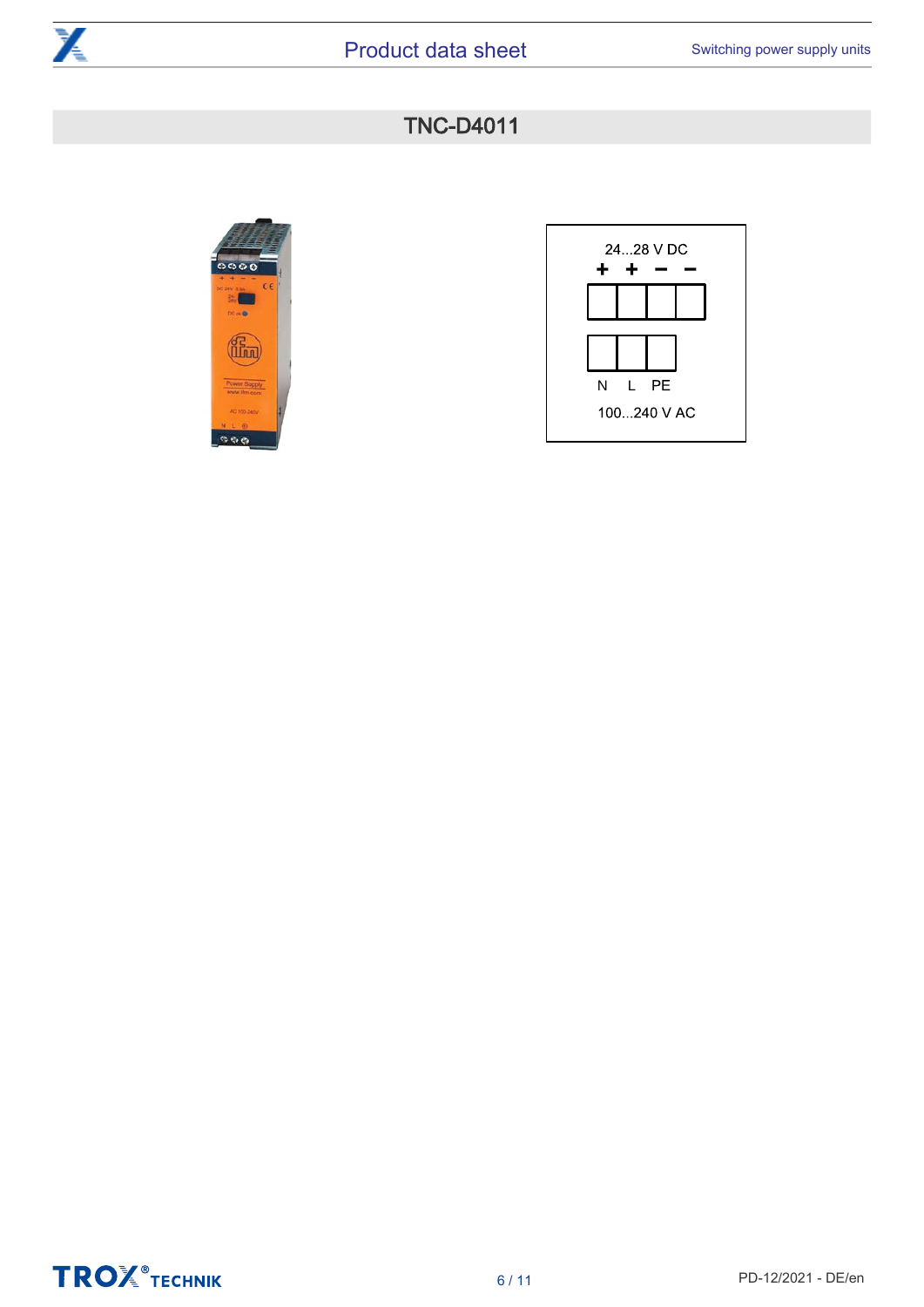# TNC-D4011

24...28 V DC

| + | + | − | − |
|---|---|---|---|

| N | L | PE |
|---|---|---|

100...240 V AC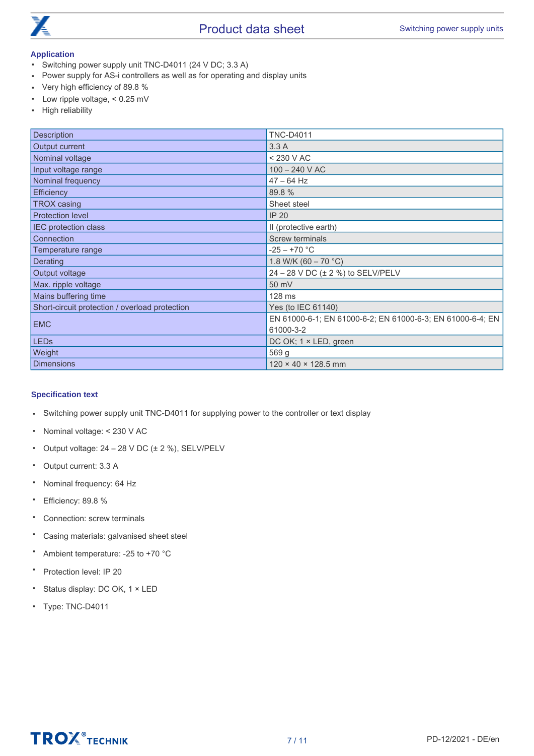### Application

- Switching power supply unit TNC-D4011 (24 V DC; 3.3 A)
- Power supply for AS-i controllers as well as for operating and display units
- Very high efficiency of 89.8 %
- Low ripple voltage, < 0.25 mV
- High reliability

| Description | TNC-D4011 |
|---|---|
| Output current | 3.3 A |
| Nominal voltage | < 230 V AC |
| Input voltage range | 100 – 240 V AC |
| Nominal frequency | 47 – 64 Hz |
| Efficiency | 89.8 % |
| TROX casing | Sheet steel |
| Protection level | IP 20 |
| IEC protection class | II (protective earth) |
| Connection | Screw terminals |
| Temperature range | -25 – +70 °C |
| Derating | 1.8 W/K (60 – 70 °C) |
| Output voltage | 24 – 28 V DC (± 2 %) to SELV/PELV |
| Max. ripple voltage | 50 mV |
| Mains buffering time | 128 ms |
| Short-circuit protection / overload protection | Yes (to IEC 61140) |
| EMC | EN 61000-6-1; EN 61000-6-2; EN 61000-6-3; EN 61000-6-4; EN 61000-3-2 |
| LEDs | DC OK; 1 × LED, green |
| Weight | 569 g |
| Dimensions | 120 × 40 × 128.5 mm |

### Specification text

- Switching power supply unit TNC-D4011 for supplying power to the controller or text display
- Nominal voltage: < 230 V AC
- Output voltage: 24 – 28 V DC (± 2 %), SELV/PELV
- Output current: 3.3 A
- Nominal frequency: 64 Hz
- Efficiency: 89.8 %
- Connection: screw terminals
- Casing materials: galvanised sheet steel
- Ambient temperature: -25 to +70 °C
- Protection level: IP 20
- Status display: DC OK, 1 × LED
- Type: TNC-D4011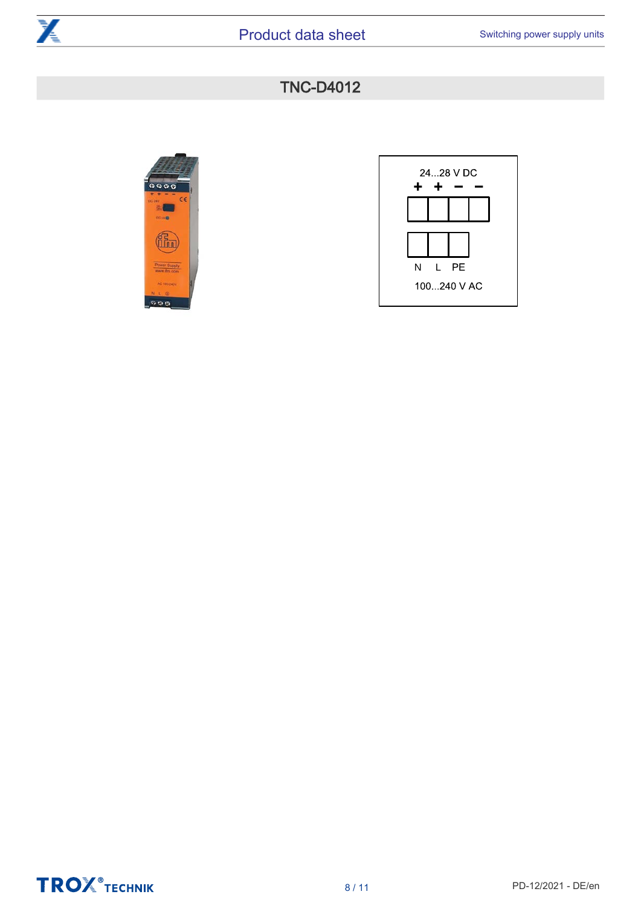## TNC-D4012

24...28 V DC

+ + − −

N L PE

100...240 V AC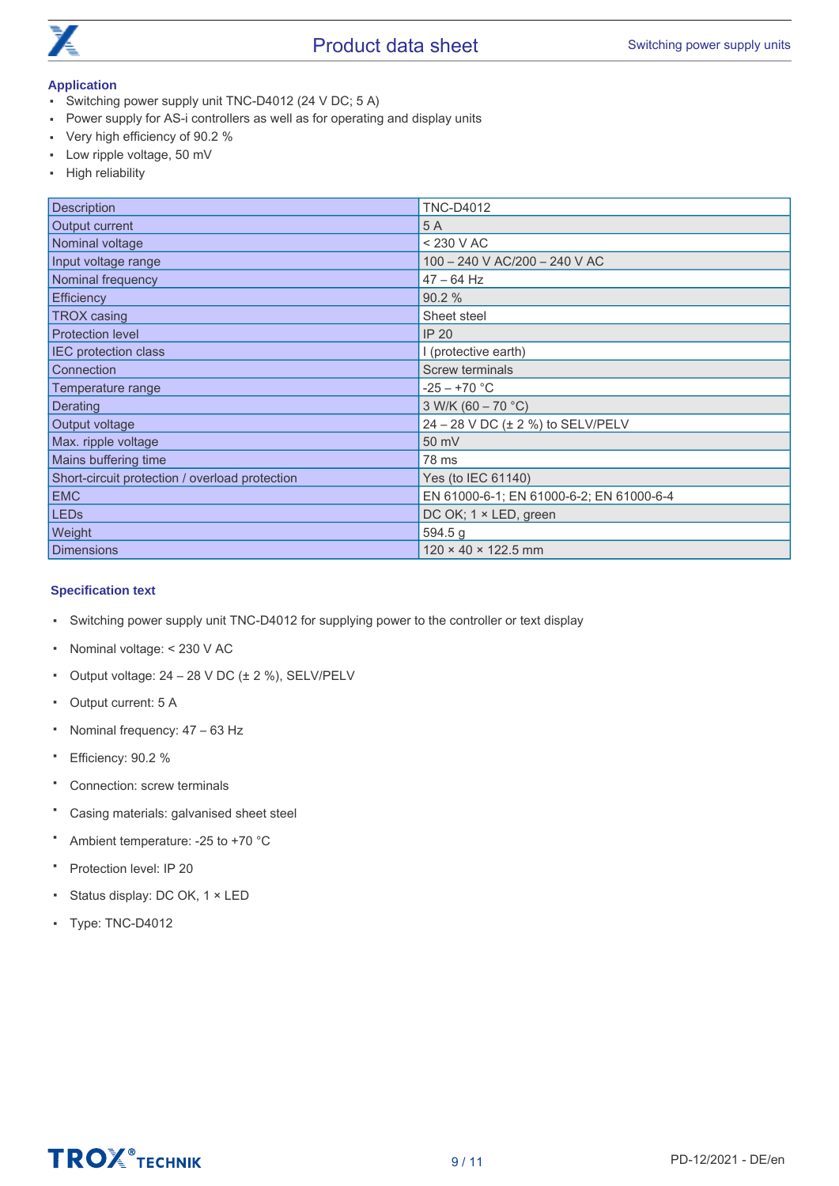## Application

- Switching power supply unit TNC-D4012 (24 V DC; 5 A)
- Power supply for AS-i controllers as well as for operating and display units
- Very high efficiency of 90.2 %
- Low ripple voltage, 50 mV
- High reliability

| Description | TNC-D4012 |
|---|---|
| Output current | 5 A |
| Nominal voltage | < 230 V AC |
| Input voltage range | 100 – 240 V AC/200 – 240 V AC |
| Nominal frequency | 47 – 64 Hz |
| Efficiency | 90.2 % |
| TROX casing | Sheet steel |
| Protection level | IP 20 |
| IEC protection class | I (protective earth) |
| Connection | Screw terminals |
| Temperature range | -25 – +70 °C |
| Derating | 3 W/K (60 – 70 °C) |
| Output voltage | 24 – 28 V DC (± 2 %) to SELV/PELV |
| Max. ripple voltage | 50 mV |
| Mains buffering time | 78 ms |
| Short-circuit protection / overload protection | Yes (to IEC 61140) |
| EMC | EN 61000-6-1; EN 61000-6-2; EN 61000-6-4 |
| LEDs | DC OK; 1 × LED, green |
| Weight | 594.5 g |
| Dimensions | 120 × 40 × 122.5 mm |

## Specification text

- Switching power supply unit TNC-D4012 for supplying power to the controller or text display
- Nominal voltage: < 230 V AC
- Output voltage: 24 – 28 V DC (± 2 %), SELV/PELV
- Output current: 5 A
- Nominal frequency: 47 – 63 Hz
- Efficiency: 90.2 %
- Connection: screw terminals
- Casing materials: galvanised sheet steel
- Ambient temperature: -25 to +70 °C
- Protection level: IP 20
- Status display: DC OK, 1 × LED
- Type: TNC-D4012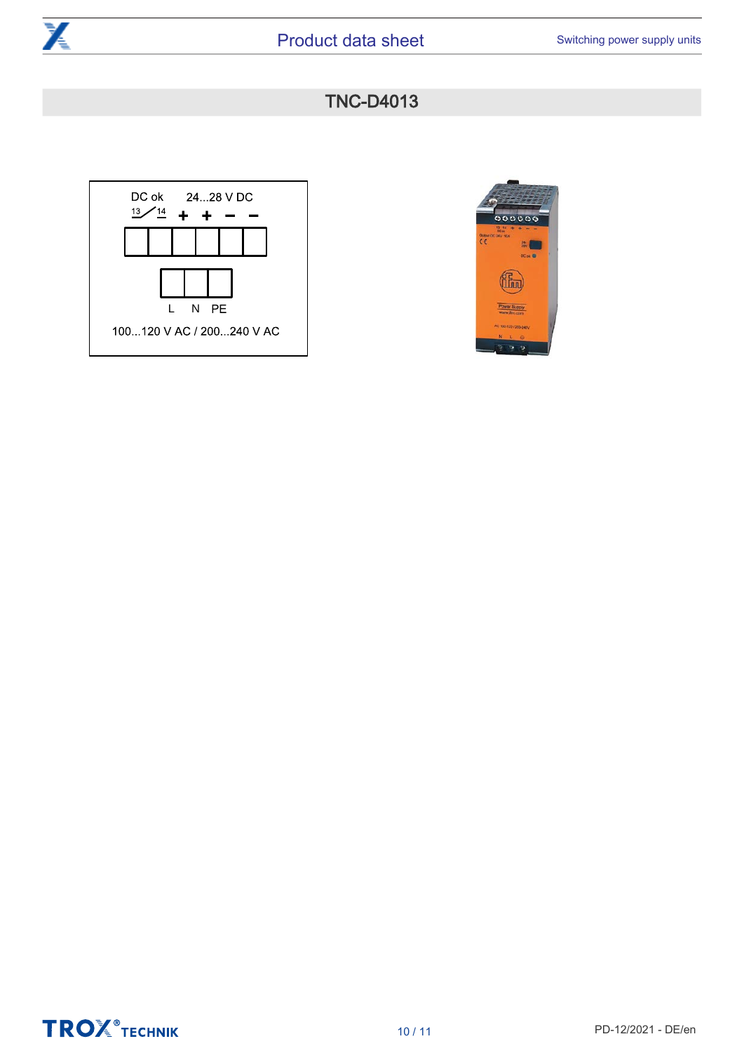# TNC-D4013

DC ok 24...28 V DC

13 14 + + − −

L N PE

100...120 V AC / 200...240 V AC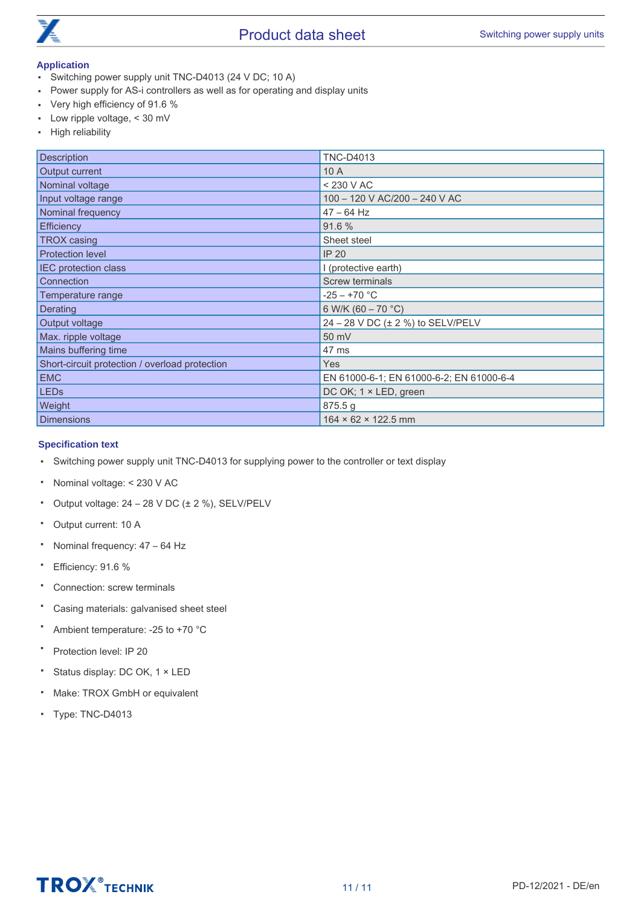### Application

- Switching power supply unit TNC-D4013 (24 V DC; 10 A)
- Power supply for AS-i controllers as well as for operating and display units
- Very high efficiency of 91.6 %
- Low ripple voltage, < 30 mV
- High reliability

| | |
|---|---|
| Description | TNC-D4013 |
| Output current | 10 A |
| Nominal voltage | < 230 V AC |
| Input voltage range | 100 – 120 V AC/200 – 240 V AC |
| Nominal frequency | 47 – 64 Hz |
| Efficiency | 91.6 % |
| TROX casing | Sheet steel |
| Protection level | IP 20 |
| IEC protection class | I (protective earth) |
| Connection | Screw terminals |
| Temperature range | -25 – +70 °C |
| Derating | 6 W/K (60 – 70 °C) |
| Output voltage | 24 – 28 V DC (± 2 %) to SELV/PELV |
| Max. ripple voltage | 50 mV |
| Mains buffering time | 47 ms |
| Short-circuit protection / overload protection | Yes |
| EMC | EN 61000-6-1; EN 61000-6-2; EN 61000-6-4 |
| LEDs | DC OK; 1 × LED, green |
| Weight | 875.5 g |
| Dimensions | 164 × 62 × 122.5 mm |

### Specification text

- Switching power supply unit TNC-D4013 for supplying power to the controller or text display
- Nominal voltage: < 230 V AC
- Output voltage: 24 – 28 V DC (± 2 %), SELV/PELV
- Output current: 10 A
- Nominal frequency: 47 – 64 Hz
- Efficiency: 91.6 %
- Connection: screw terminals
- Casing materials: galvanised sheet steel
- Ambient temperature: -25 to +70 °C
- Protection level: IP 20
- Status display: DC OK, 1 × LED
- Make: TROX GmbH or equivalent
- Type: TNC-D4013